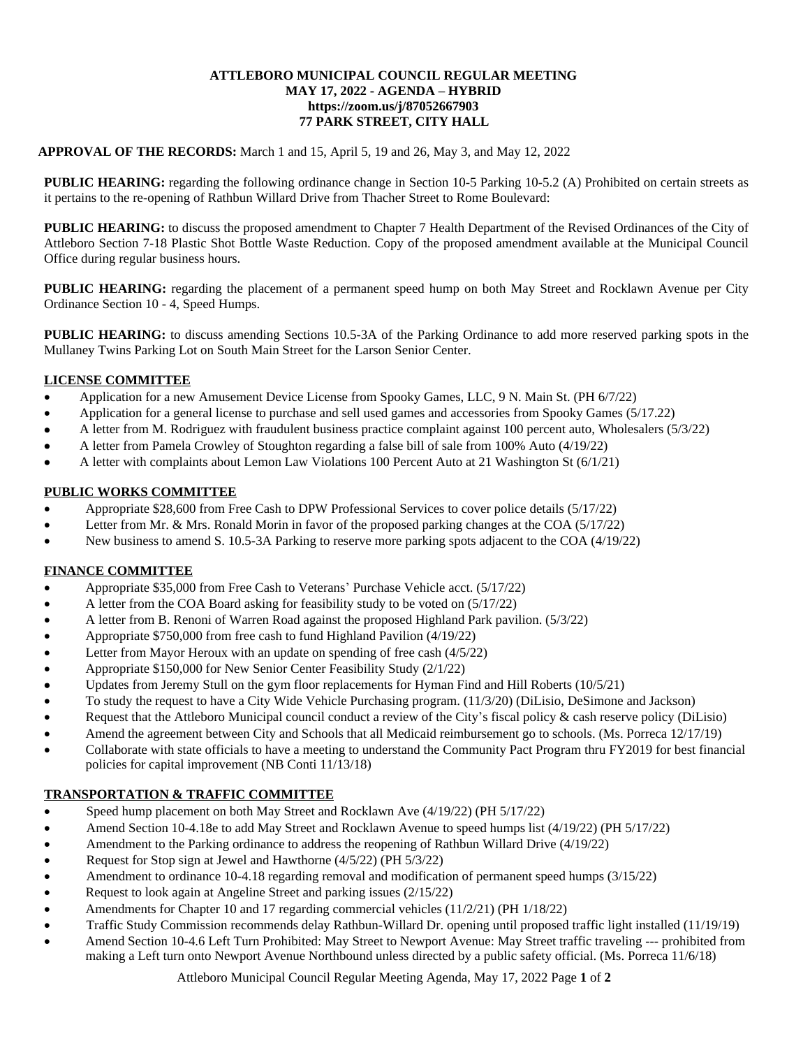**ATTLEBORO MUNICIPAL COUNCIL REGULAR MEETING**
**MAY 17, 2022 - AGENDA – HYBRID**
**https://zoom.us/j/87052667903**
**77 PARK STREET, CITY HALL**

**APPROVAL OF THE RECORDS:** March 1 and 15, April 5, 19 and 26, May 3, and May 12, 2022

**PUBLIC HEARING:** regarding the following ordinance change in Section 10-5 Parking 10-5.2 (A) Prohibited on certain streets as it pertains to the re-opening of Rathbun Willard Drive from Thacher Street to Rome Boulevard:

**PUBLIC HEARING:** to discuss the proposed amendment to Chapter 7 Health Department of the Revised Ordinances of the City of Attleboro Section 7-18 Plastic Shot Bottle Waste Reduction. Copy of the proposed amendment available at the Municipal Council Office during regular business hours.

**PUBLIC HEARING:** regarding the placement of a permanent speed hump on both May Street and Rocklawn Avenue per City Ordinance Section 10 - 4, Speed Humps.

**PUBLIC HEARING:** to discuss amending Sections 10.5-3A of the Parking Ordinance to add more reserved parking spots in the Mullaney Twins Parking Lot on South Main Street for the Larson Senior Center.

## LICENSE COMMITTEE

- Application for a new Amusement Device License from Spooky Games, LLC, 9 N. Main St. (PH 6/7/22)
- Application for a general license to purchase and sell used games and accessories from Spooky Games (5/17.22)
- A letter from M. Rodriguez with fraudulent business practice complaint against 100 percent auto, Wholesalers (5/3/22)
- A letter from Pamela Crowley of Stoughton regarding a false bill of sale from 100% Auto (4/19/22)
- A letter with complaints about Lemon Law Violations 100 Percent Auto at 21 Washington St (6/1/21)

## PUBLIC WORKS COMMITTEE

- Appropriate $28,600 from Free Cash to DPW Professional Services to cover police details (5/17/22)
- Letter from Mr. & Mrs. Ronald Morin in favor of the proposed parking changes at the COA (5/17/22)
- New business to amend S. 10.5-3A Parking to reserve more parking spots adjacent to the COA (4/19/22)

## FINANCE COMMITTEE

- Appropriate $35,000 from Free Cash to Veterans' Purchase Vehicle acct. (5/17/22)
- A letter from the COA Board asking for feasibility study to be voted on (5/17/22)
- A letter from B. Renoni of Warren Road against the proposed Highland Park pavilion. (5/3/22)
- Appropriate $750,000 from free cash to fund Highland Pavilion (4/19/22)
- Letter from Mayor Heroux with an update on spending of free cash (4/5/22)
- Appropriate $150,000 for New Senior Center Feasibility Study (2/1/22)
- Updates from Jeremy Stull on the gym floor replacements for Hyman Find and Hill Roberts (10/5/21)
- To study the request to have a City Wide Vehicle Purchasing program. (11/3/20) (DiLisio, DeSimone and Jackson)
- Request that the Attleboro Municipal council conduct a review of the City's fiscal policy & cash reserve policy (DiLisio)
- Amend the agreement between City and Schools that all Medicaid reimbursement go to schools. (Ms. Porreca 12/17/19)
- Collaborate with state officials to have a meeting to understand the Community Pact Program thru FY2019 for best financial policies for capital improvement (NB Conti 11/13/18)

## TRANSPORTATION & TRAFFIC COMMITTEE

- Speed hump placement on both May Street and Rocklawn Ave (4/19/22) (PH 5/17/22)
- Amend Section 10-4.18e to add May Street and Rocklawn Avenue to speed humps list (4/19/22) (PH 5/17/22)
- Amendment to the Parking ordinance to address the reopening of Rathbun Willard Drive (4/19/22)
- Request for Stop sign at Jewel and Hawthorne (4/5/22) (PH 5/3/22)
- Amendment to ordinance 10-4.18 regarding removal and modification of permanent speed humps (3/15/22)
- Request to look again at Angeline Street and parking issues (2/15/22)
- Amendments for Chapter 10 and 17 regarding commercial vehicles (11/2/21) (PH 1/18/22)
- Traffic Study Commission recommends delay Rathbun-Willard Dr. opening until proposed traffic light installed (11/19/19)
- Amend Section 10-4.6 Left Turn Prohibited: May Street to Newport Avenue: May Street traffic traveling --- prohibited from making a Left turn onto Newport Avenue Northbound unless directed by a public safety official. (Ms. Porreca 11/6/18)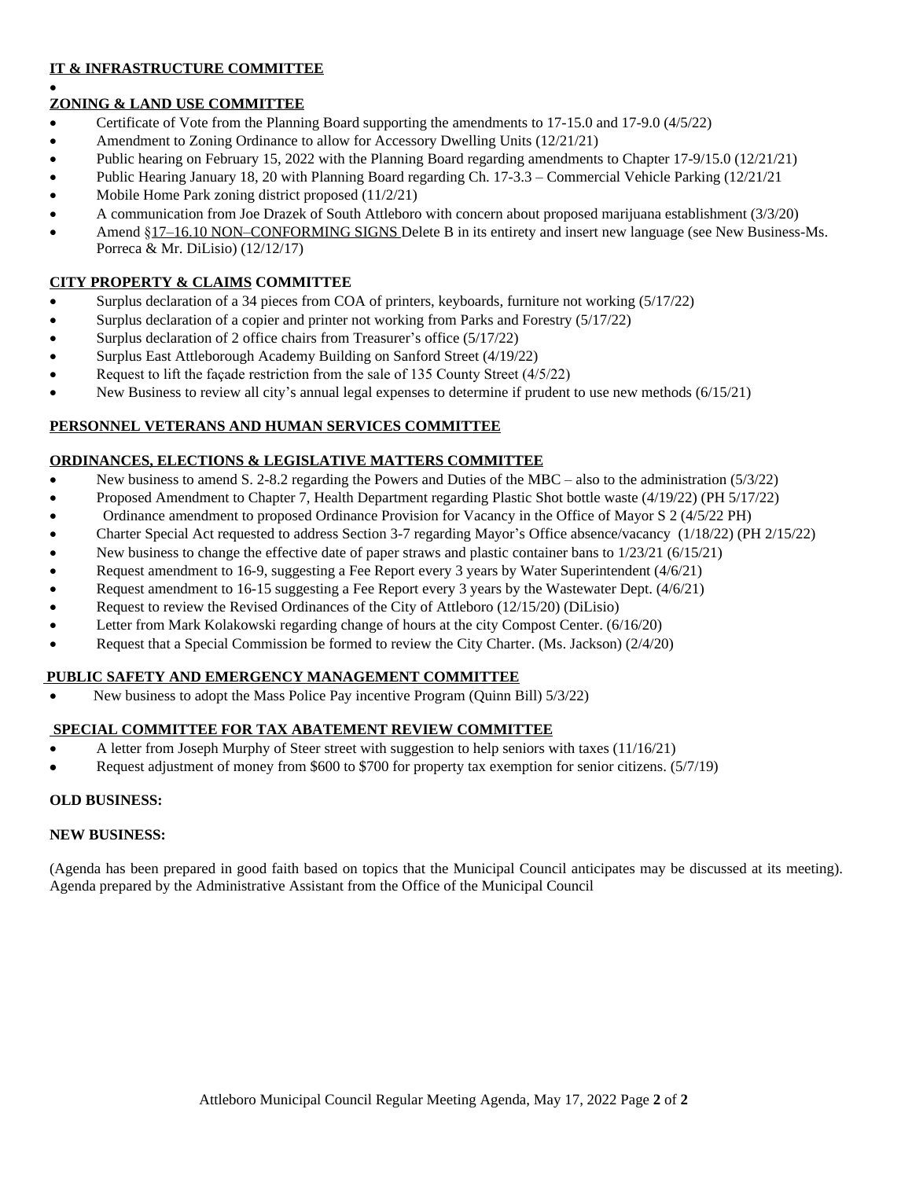**IT & INFRASTRUCTURE COMMITTEE**

- 

**ZONING & LAND USE COMMITTEE**

- Certificate of Vote from the Planning Board supporting the amendments to 17-15.0 and 17-9.0 (4/5/22)
- Amendment to Zoning Ordinance to allow for Accessory Dwelling Units (12/21/21)
- Public hearing on February 15, 2022 with the Planning Board regarding amendments to Chapter 17-9/15.0 (12/21/21)
- Public Hearing January 18, 20 with Planning Board regarding Ch. 17-3.3 – Commercial Vehicle Parking (12/21/21
- Mobile Home Park zoning district proposed (11/2/21)
- A communication from Joe Drazek of South Attleboro with concern about proposed marijuana establishment (3/3/20)
- Amend §17–16.10 NON–CONFORMING SIGNS Delete B in its entirety and insert new language (see New Business-Ms. Porreca & Mr. DiLisio) (12/12/17)

**CITY PROPERTY & CLAIMS COMMITTEE**

- Surplus declaration of a 34 pieces from COA of printers, keyboards, furniture not working (5/17/22)
- Surplus declaration of a copier and printer not working from Parks and Forestry (5/17/22)
- Surplus declaration of 2 office chairs from Treasurer's office (5/17/22)
- Surplus East Attleborough Academy Building on Sanford Street (4/19/22)
- Request to lift the façade restriction from the sale of 135 County Street (4/5/22)
- New Business to review all city's annual legal expenses to determine if prudent to use new methods (6/15/21)

**PERSONNEL VETERANS AND HUMAN SERVICES COMMITTEE**

**ORDINANCES, ELECTIONS & LEGISLATIVE MATTERS COMMITTEE**

- New business to amend S. 2-8.2 regarding the Powers and Duties of the MBC – also to the administration (5/3/22)
- Proposed Amendment to Chapter 7, Health Department regarding Plastic Shot bottle waste (4/19/22) (PH 5/17/22)
- Ordinance amendment to proposed Ordinance Provision for Vacancy in the Office of Mayor S 2 (4/5/22 PH)
- Charter Special Act requested to address Section 3-7 regarding Mayor's Office absence/vacancy (1/18/22) (PH 2/15/22)
- New business to change the effective date of paper straws and plastic container bans to 1/23/21 (6/15/21)
- Request amendment to 16-9, suggesting a Fee Report every 3 years by Water Superintendent (4/6/21)
- Request amendment to 16-15 suggesting a Fee Report every 3 years by the Wastewater Dept. (4/6/21)
- Request to review the Revised Ordinances of the City of Attleboro (12/15/20) (DiLisio)
- Letter from Mark Kolakowski regarding change of hours at the city Compost Center. (6/16/20)
- Request that a Special Commission be formed to review the City Charter. (Ms. Jackson) (2/4/20)

**PUBLIC SAFETY AND EMERGENCY MANAGEMENT COMMITTEE**

- New business to adopt the Mass Police Pay incentive Program (Quinn Bill) 5/3/22)

**SPECIAL COMMITTEE FOR TAX ABATEMENT REVIEW COMMITTEE**

- A letter from Joseph Murphy of Steer street with suggestion to help seniors with taxes (11/16/21)
- Request adjustment of money from $600 to $700 for property tax exemption for senior citizens. (5/7/19)

**OLD BUSINESS:**

**NEW BUSINESS:**

(Agenda has been prepared in good faith based on topics that the Municipal Council anticipates may be discussed at its meeting). Agenda prepared by the Administrative Assistant from the Office of the Municipal Council